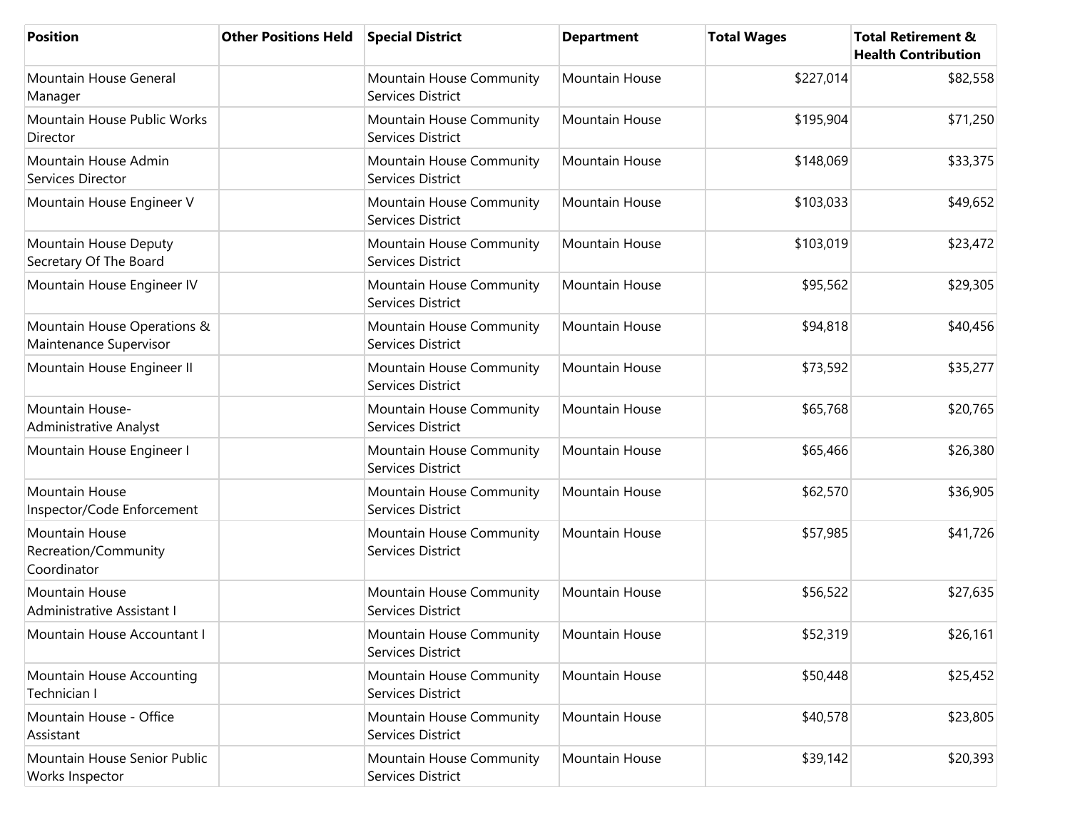| Position | Other Positions Held | Special District | Department | Total Wages | Total Retirement & Health Contribution |
|---|---|---|---|---|---|
| Mountain House General Manager | | Mountain House Community Services District | Mountain House | $227,014 | $82,558 |
| Mountain House Public Works Director | | Mountain House Community Services District | Mountain House | $195,904 | $71,250 |
| Mountain House Admin Services Director | | Mountain House Community Services District | Mountain House | $148,069 | $33,375 |
| Mountain House Engineer V | | Mountain House Community Services District | Mountain House | $103,033 | $49,652 |
| Mountain House Deputy Secretary Of The Board | | Mountain House Community Services District | Mountain House | $103,019 | $23,472 |
| Mountain House Engineer IV | | Mountain House Community Services District | Mountain House | $95,562 | $29,305 |
| Mountain House Operations & Maintenance Supervisor | | Mountain House Community Services District | Mountain House | $94,818 | $40,456 |
| Mountain House Engineer II | | Mountain House Community Services District | Mountain House | $73,592 | $35,277 |
| Mountain House-Administrative Analyst | | Mountain House Community Services District | Mountain House | $65,768 | $20,765 |
| Mountain House Engineer I | | Mountain House Community Services District | Mountain House | $65,466 | $26,380 |
| Mountain House Inspector/Code Enforcement | | Mountain House Community Services District | Mountain House | $62,570 | $36,905 |
| Mountain House Recreation/Community Coordinator | | Mountain House Community Services District | Mountain House | $57,985 | $41,726 |
| Mountain House Administrative Assistant I | | Mountain House Community Services District | Mountain House | $56,522 | $27,635 |
| Mountain House Accountant I | | Mountain House Community Services District | Mountain House | $52,319 | $26,161 |
| Mountain House Accounting Technician I | | Mountain House Community Services District | Mountain House | $50,448 | $25,452 |
| Mountain House - Office Assistant | | Mountain House Community Services District | Mountain House | $40,578 | $23,805 |
| Mountain House Senior Public Works Inspector | | Mountain House Community Services District | Mountain House | $39,142 | $20,393 |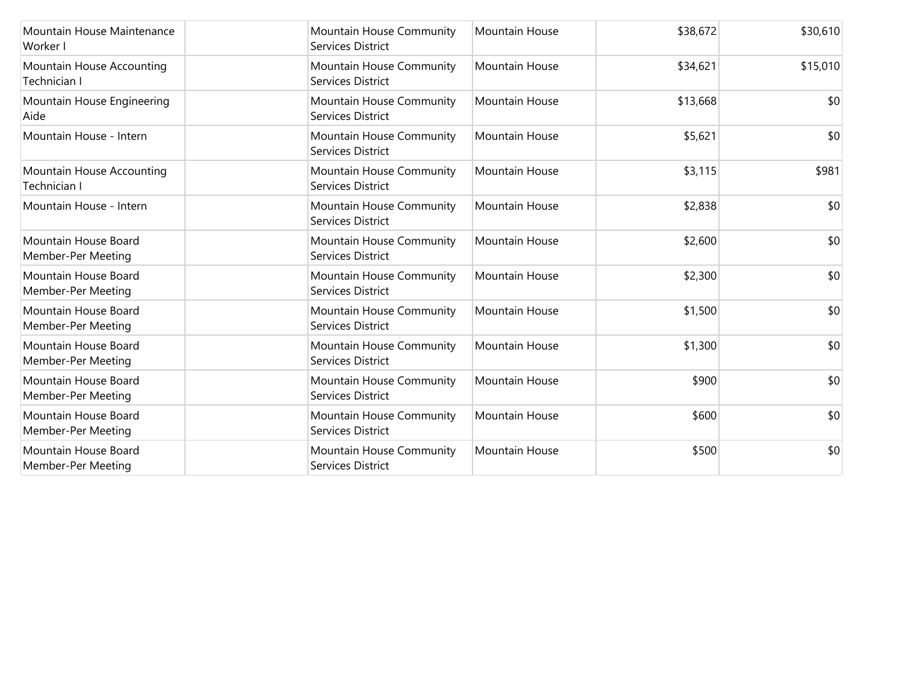| | | | | | |
|---|---|---|---|---|---|
| Mountain House Maintenance Worker I | | Mountain House Community Services District | Mountain House | $38,672 | $30,610 |
| Mountain House Accounting Technician I | | Mountain House Community Services District | Mountain House | $34,621 | $15,010 |
| Mountain House Engineering Aide | | Mountain House Community Services District | Mountain House | $13,668 | $0 |
| Mountain House - Intern | | Mountain House Community Services District | Mountain House | $5,621 | $0 |
| Mountain House Accounting Technician I | | Mountain House Community Services District | Mountain House | $3,115 | $981 |
| Mountain House - Intern | | Mountain House Community Services District | Mountain House | $2,838 | $0 |
| Mountain House Board Member-Per Meeting | | Mountain House Community Services District | Mountain House | $2,600 | $0 |
| Mountain House Board Member-Per Meeting | | Mountain House Community Services District | Mountain House | $2,300 | $0 |
| Mountain House Board Member-Per Meeting | | Mountain House Community Services District | Mountain House | $1,500 | $0 |
| Mountain House Board Member-Per Meeting | | Mountain House Community Services District | Mountain House | $1,300 | $0 |
| Mountain House Board Member-Per Meeting | | Mountain House Community Services District | Mountain House | $900 | $0 |
| Mountain House Board Member-Per Meeting | | Mountain House Community Services District | Mountain House | $600 | $0 |
| Mountain House Board Member-Per Meeting | | Mountain House Community Services District | Mountain House | $500 | $0 |